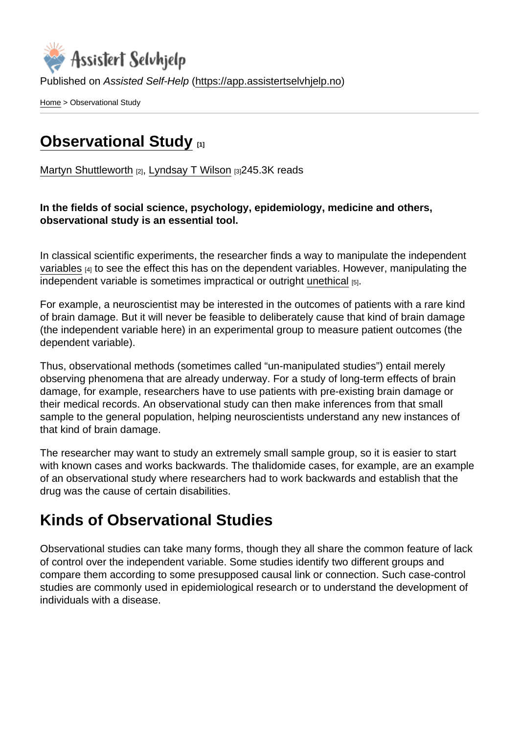Published on *Assisted Self-Help* (https://app.assistertselvhjelp.no)

Home > Observational Study

# Observational Study [1]

Martyn Shuttleworth [2], Lyndsay T Wilson [3]245.3K reads

**In the fields of social science, psychology, epidemiology, medicine and others, observational study is an essential tool.**

In classical scientific experiments, the researcher finds a way to manipulate the independent variables [4] to see the effect this has on the dependent variables. However, manipulating the independent variable is sometimes impractical or outright unethical [5].

For example, a neuroscientist may be interested in the outcomes of patients with a rare kind of brain damage. But it will never be feasible to deliberately cause that kind of brain damage (the independent variable here) in an experimental group to measure patient outcomes (the dependent variable).

Thus, observational methods (sometimes called "un-manipulated studies") entail merely observing phenomena that are already underway. For a study of long-term effects of brain damage, for example, researchers have to use patients with pre-existing brain damage or their medical records. An observational study can then make inferences from that small sample to the general population, helping neuroscientists understand any new instances of that kind of brain damage.

The researcher may want to study an extremely small sample group, so it is easier to start with known cases and works backwards. The thalidomide cases, for example, are an example of an observational study where researchers had to work backwards and establish that the drug was the cause of certain disabilities.

## Kinds of Observational Studies

Observational studies can take many forms, though they all share the common feature of lack of control over the independent variable. Some studies identify two different groups and compare them according to some presupposed causal link or connection. Such case-control studies are commonly used in epidemiological research or to understand the development of individuals with a disease.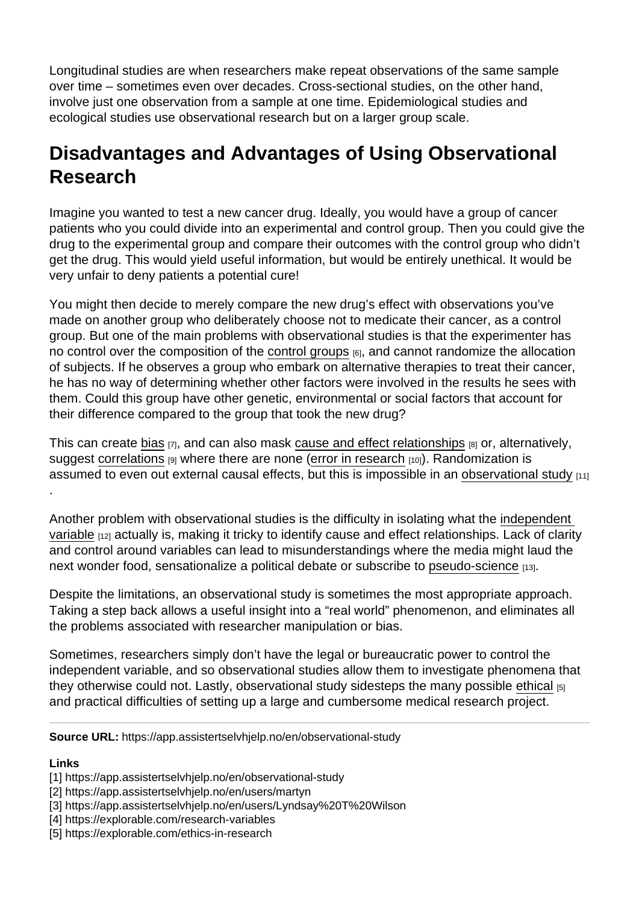Longitudinal studies are when researchers make repeat observations of the same sample over time – sometimes even over decades. Cross-sectional studies, on the other hand, involve just one observation from a sample at one time. Epidemiological studies and ecological studies use observational research but on a larger group scale.

## Disadvantages and Advantages of Using Observational Research

Imagine you wanted to test a new cancer drug. Ideally, you would have a group of cancer patients who you could divide into an experimental and control group. Then you could give the drug to the experimental group and compare their outcomes with the control group who didn't get the drug. This would yield useful information, but would be entirely unethical. It would be very unfair to deny patients a potential cure!

You might then decide to merely compare the new drug's effect with observations you've made on another group who deliberately choose not to medicate their cancer, as a control group. But one of the main problems with observational studies is that the experimenter has no control over the composition of the control groups [6], and cannot randomize the allocation of subjects. If he observes a group who embark on alternative therapies to treat their cancer, he has no way of determining whether other factors were involved in the results he sees with them. Could this group have other genetic, environmental or social factors that account for their difference compared to the group that took the new drug?

This can create bias [7], and can also mask cause and effect relationships [8] or, alternatively, suggest correlations [9] where there are none (error in research [10]). Randomization is assumed to even out external causal effects, but this is impossible in an observational study [11].

Another problem with observational studies is the difficulty in isolating what the independent variable [12] actually is, making it tricky to identify cause and effect relationships. Lack of clarity and control around variables can lead to misunderstandings where the media might laud the next wonder food, sensationalize a political debate or subscribe to pseudo-science [13].

Despite the limitations, an observational study is sometimes the most appropriate approach. Taking a step back allows a useful insight into a "real world" phenomenon, and eliminates all the problems associated with researcher manipulation or bias.

Sometimes, researchers simply don't have the legal or bureaucratic power to control the independent variable, and so observational studies allow them to investigate phenomena that they otherwise could not. Lastly, observational study sidesteps the many possible ethical [5] and practical difficulties of setting up a large and cumbersome medical research project.

---

**Source URL:** https://app.assistertselvhjelp.no/en/observational-study

**Links**
[1] https://app.assistertselvhjelp.no/en/observational-study
[2] https://app.assistertselvhjelp.no/en/users/martyn
[3] https://app.assistertselvhjelp.no/en/users/Lyndsay%20T%20Wilson
[4] https://explorable.com/research-variables
[5] https://explorable.com/ethics-in-research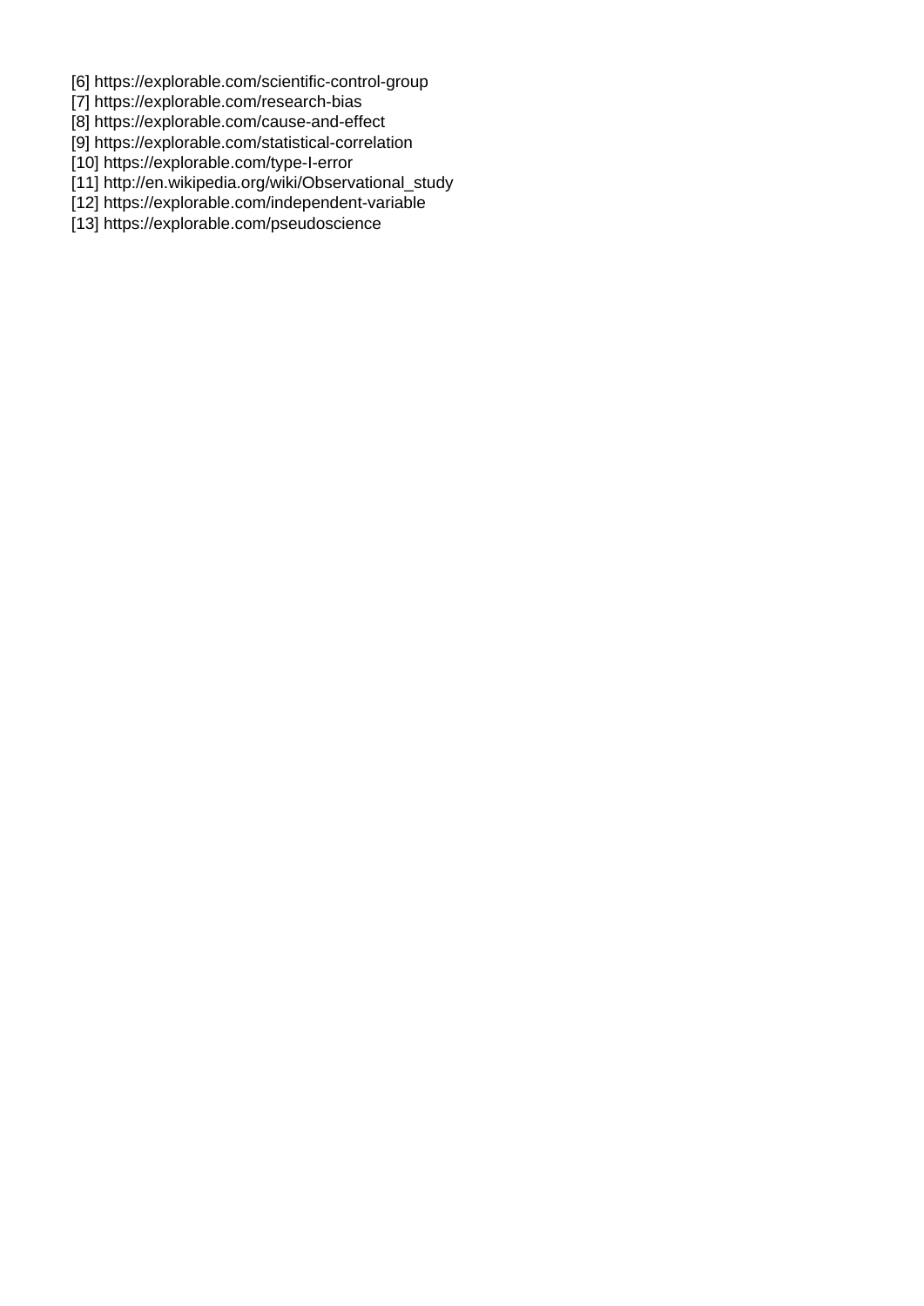[6] https://explorable.com/scientific-control-group
[7] https://explorable.com/research-bias
[8] https://explorable.com/cause-and-effect
[9] https://explorable.com/statistical-correlation
[10] https://explorable.com/type-I-error
[11] http://en.wikipedia.org/wiki/Observational_study
[12] https://explorable.com/independent-variable
[13] https://explorable.com/pseudoscience